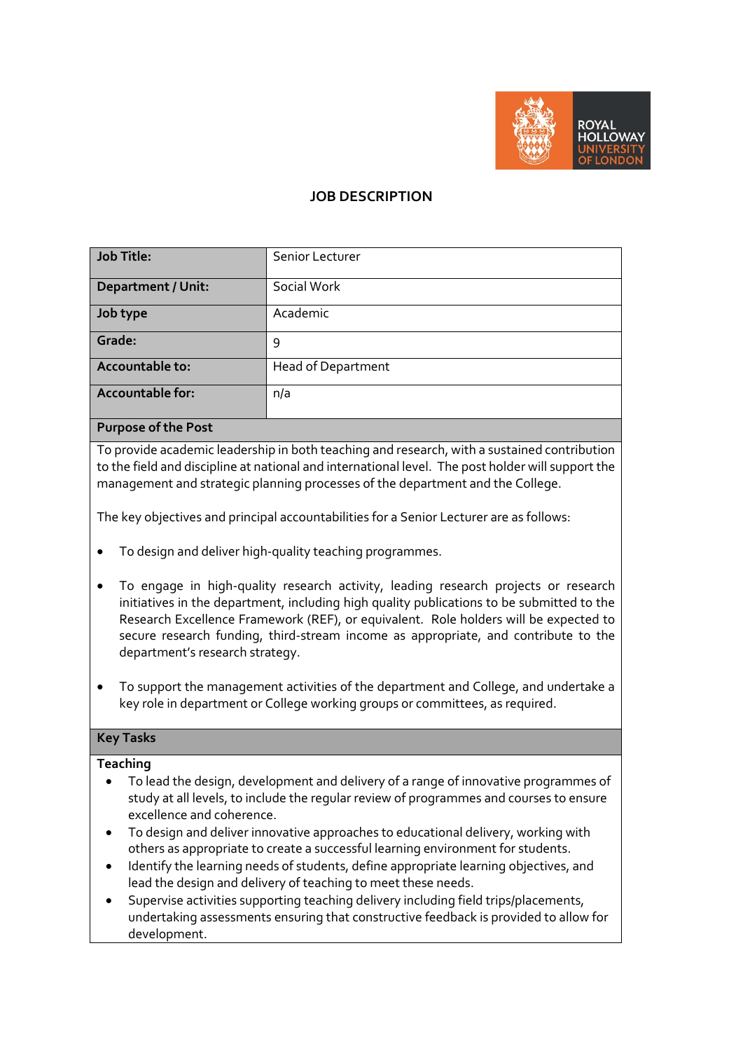# JOB DESCRIPTION

| Job Title: | Senior Lecturer |
|---|---|
| Department / Unit: | Social Work |
| Job type | Academic |
| Grade: | 9 |
| Accountable to: | Head of Department |
| Accountable for: | n/a |

## Purpose of the Post

To provide academic leadership in both teaching and research, with a sustained contribution to the field and discipline at national and international level. The post holder will support the management and strategic planning processes of the department and the College.

The key objectives and principal accountabilities for a Senior Lecturer are as follows:

- To design and deliver high-quality teaching programmes.
- To engage in high-quality research activity, leading research projects or research initiatives in the department, including high quality publications to be submitted to the Research Excellence Framework (REF), or equivalent. Role holders will be expected to secure research funding, third-stream income as appropriate, and contribute to the department's research strategy.
- To support the management activities of the department and College, and undertake a key role in department or College working groups or committees, as required.

## Key Tasks

### Teaching

- To lead the design, development and delivery of a range of innovative programmes of study at all levels, to include the regular review of programmes and courses to ensure excellence and coherence.
- To design and deliver innovative approaches to educational delivery, working with others as appropriate to create a successful learning environment for students.
- Identify the learning needs of students, define appropriate learning objectives, and lead the design and delivery of teaching to meet these needs.
- Supervise activities supporting teaching delivery including field trips/placements, undertaking assessments ensuring that constructive feedback is provided to allow for development.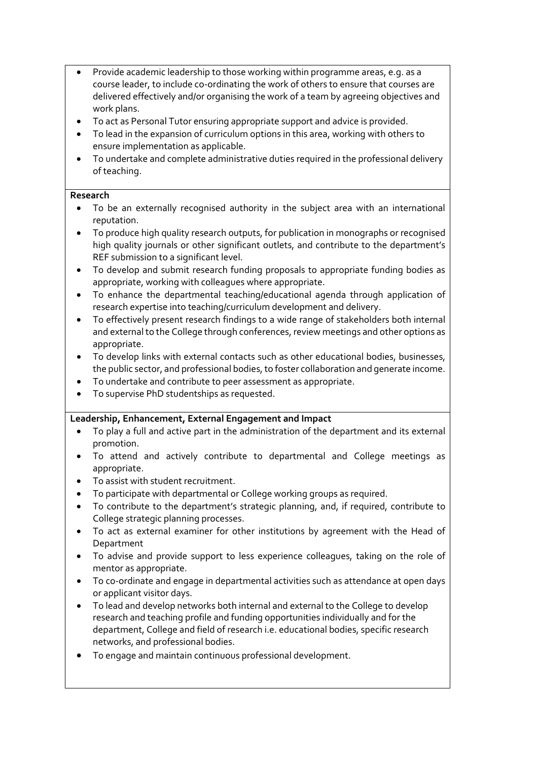- Provide academic leadership to those working within programme areas, e.g. as a course leader, to include co-ordinating the work of others to ensure that courses are delivered effectively and/or organising the work of a team by agreeing objectives and work plans.
- To act as Personal Tutor ensuring appropriate support and advice is provided.
- To lead in the expansion of curriculum options in this area, working with others to ensure implementation as applicable.
- To undertake and complete administrative duties required in the professional delivery of teaching.

**Research**

- To be an externally recognised authority in the subject area with an international reputation.
- To produce high quality research outputs, for publication in monographs or recognised high quality journals or other significant outlets, and contribute to the department's REF submission to a significant level.
- To develop and submit research funding proposals to appropriate funding bodies as appropriate, working with colleagues where appropriate.
- To enhance the departmental teaching/educational agenda through application of research expertise into teaching/curriculum development and delivery.
- To effectively present research findings to a wide range of stakeholders both internal and external to the College through conferences, review meetings and other options as appropriate.
- To develop links with external contacts such as other educational bodies, businesses, the public sector, and professional bodies, to foster collaboration and generate income.
- To undertake and contribute to peer assessment as appropriate.
- To supervise PhD studentships as requested.

**Leadership, Enhancement, External Engagement and Impact**

- To play a full and active part in the administration of the department and its external promotion.
- To attend and actively contribute to departmental and College meetings as appropriate.
- To assist with student recruitment.
- To participate with departmental or College working groups as required.
- To contribute to the department's strategic planning, and, if required, contribute to College strategic planning processes.
- To act as external examiner for other institutions by agreement with the Head of Department
- To advise and provide support to less experience colleagues, taking on the role of mentor as appropriate.
- To co-ordinate and engage in departmental activities such as attendance at open days or applicant visitor days.
- To lead and develop networks both internal and external to the College to develop research and teaching profile and funding opportunities individually and for the department, College and field of research i.e. educational bodies, specific research networks, and professional bodies.
- To engage and maintain continuous professional development.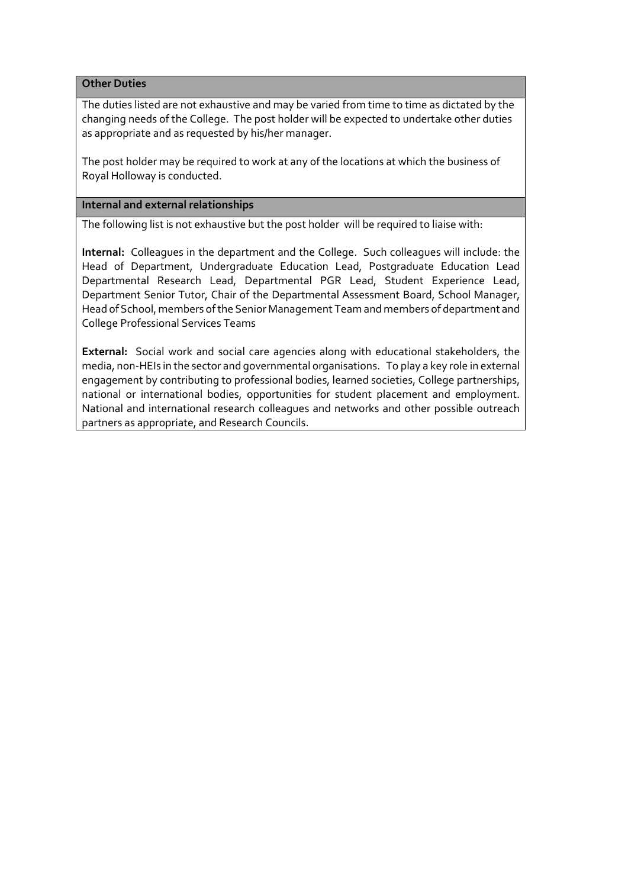## Other Duties

The duties listed are not exhaustive and may be varied from time to time as dictated by the changing needs of the College. The post holder will be expected to undertake other duties as appropriate and as requested by his/her manager.

The post holder may be required to work at any of the locations at which the business of Royal Holloway is conducted.

## Internal and external relationships

The following list is not exhaustive but the post holder will be required to liaise with:

**Internal:** Colleagues in the department and the College. Such colleagues will include: the Head of Department, Undergraduate Education Lead, Postgraduate Education Lead Departmental Research Lead, Departmental PGR Lead, Student Experience Lead, Department Senior Tutor, Chair of the Departmental Assessment Board, School Manager, Head of School, members of the Senior Management Team and members of department and College Professional Services Teams

**External:** Social work and social care agencies along with educational stakeholders, the media, non-HEIs in the sector and governmental organisations. To play a key role in external engagement by contributing to professional bodies, learned societies, College partnerships, national or international bodies, opportunities for student placement and employment. National and international research colleagues and networks and other possible outreach partners as appropriate, and Research Councils.